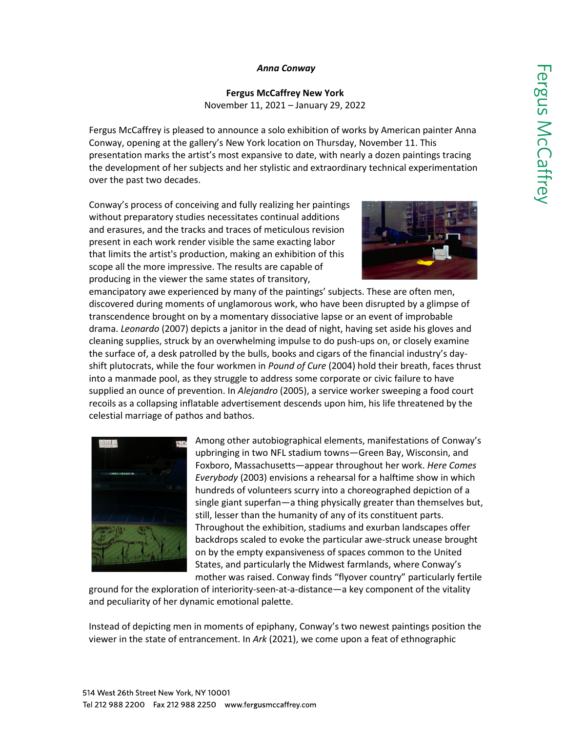***Anna Conway***

**Fergus McCaffrey New York**
November 11, 2021 – January 29, 2022

Fergus McCaffrey is pleased to announce a solo exhibition of works by American painter Anna Conway, opening at the gallery's New York location on Thursday, November 11. This presentation marks the artist's most expansive to date, with nearly a dozen paintings tracing the development of her subjects and her stylistic and extraordinary technical experimentation over the past two decades.

Conway's process of conceiving and fully realizing her paintings without preparatory studies necessitates continual additions and erasures, and the tracks and traces of meticulous revision present in each work render visible the same exacting labor that limits the artist's production, making an exhibition of this scope all the more impressive. The results are capable of producing in the viewer the same states of transitory, emancipatory awe experienced by many of the paintings' subjects. These are often men, discovered during moments of unglamorous work, who have been disrupted by a glimpse of transcendence brought on by a momentary dissociative lapse or an event of improbable drama. *Leonardo* (2007) depicts a janitor in the dead of night, having set aside his gloves and cleaning supplies, struck by an overwhelming impulse to do push-ups on, or closely examine the surface of, a desk patrolled by the bulls, books and cigars of the financial industry's day-shift plutocrats, while the four workmen in *Pound of Cure* (2004) hold their breath, faces thrust into a manmade pool, as they struggle to address some corporate or civic failure to have supplied an ounce of prevention. In *Alejandro* (2005), a service worker sweeping a food court recoils as a collapsing inflatable advertisement descends upon him, his life threatened by the celestial marriage of pathos and bathos.

Among other autobiographical elements, manifestations of Conway's upbringing in two NFL stadium towns—Green Bay, Wisconsin, and Foxboro, Massachusetts—appear throughout her work. *Here Comes Everybody* (2003) envisions a rehearsal for a halftime show in which hundreds of volunteers scurry into a choreographed depiction of a single giant superfan—a thing physically greater than themselves but, still, lesser than the humanity of any of its constituent parts. Throughout the exhibition, stadiums and exurban landscapes offer backdrops scaled to evoke the particular awe-struck unease brought on by the empty expansiveness of spaces common to the United States, and particularly the Midwest farmlands, where Conway's mother was raised. Conway finds "flyover country" particularly fertile ground for the exploration of interiority-seen-at-a-distance—a key component of the vitality and peculiarity of her dynamic emotional palette.

Instead of depicting men in moments of epiphany, Conway's two newest paintings position the viewer in the state of entrancement. In *Ark* (2021), we come upon a feat of ethnographic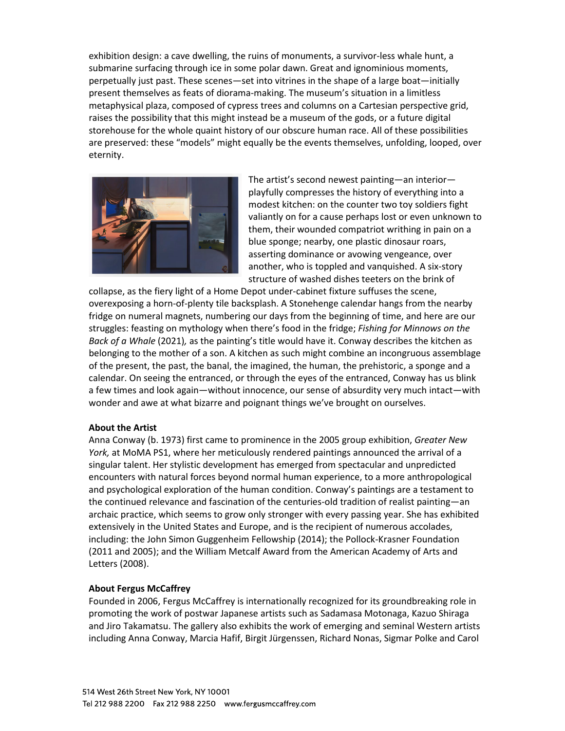exhibition design: a cave dwelling, the ruins of monuments, a survivor-less whale hunt, a submarine surfacing through ice in some polar dawn. Great and ignominious moments, perpetually just past. These scenes—set into vitrines in the shape of a large boat—initially present themselves as feats of diorama-making. The museum's situation in a limitless metaphysical plaza, composed of cypress trees and columns on a Cartesian perspective grid, raises the possibility that this might instead be a museum of the gods, or a future digital storehouse for the whole quaint history of our obscure human race. All of these possibilities are preserved: these "models" might equally be the events themselves, unfolding, looped, over eternity.

The artist's second newest painting—an interior—playfully compresses the history of everything into a modest kitchen: on the counter two toy soldiers fight valiantly on for a cause perhaps lost or even unknown to them, their wounded compatriot writhing in pain on a blue sponge; nearby, one plastic dinosaur roars, asserting dominance or avowing vengeance, over another, who is toppled and vanquished. A six-story structure of washed dishes teeters on the brink of collapse, as the fiery light of a Home Depot under-cabinet fixture suffuses the scene, overexposing a horn-of-plenty tile backsplash. A Stonehenge calendar hangs from the nearby fridge on numeral magnets, numbering our days from the beginning of time, and here are our struggles: feasting on mythology when there's food in the fridge; *Fishing for Minnows on the Back of a Whale* (2021)*,* as the painting's title would have it. Conway describes the kitchen as belonging to the mother of a son. A kitchen as such might combine an incongruous assemblage of the present, the past, the banal, the imagined, the human, the prehistoric, a sponge and a calendar. On seeing the entranced, or through the eyes of the entranced, Conway has us blink a few times and look again—without innocence, our sense of absurdity very much intact—with wonder and awe at what bizarre and poignant things we've brought on ourselves.

**About the Artist**

Anna Conway (b. 1973) first came to prominence in the 2005 group exhibition, *Greater New York,* at MoMA PS1, where her meticulously rendered paintings announced the arrival of a singular talent. Her stylistic development has emerged from spectacular and unpredicted encounters with natural forces beyond normal human experience, to a more anthropological and psychological exploration of the human condition. Conway's paintings are a testament to the continued relevance and fascination of the centuries-old tradition of realist painting—an archaic practice, which seems to grow only stronger with every passing year. She has exhibited extensively in the United States and Europe, and is the recipient of numerous accolades, including: the John Simon Guggenheim Fellowship (2014); the Pollock-Krasner Foundation (2011 and 2005); and the William Metcalf Award from the American Academy of Arts and Letters (2008).

**About Fergus McCaffrey**

Founded in 2006, Fergus McCaffrey is internationally recognized for its groundbreaking role in promoting the work of postwar Japanese artists such as Sadamasa Motonaga, Kazuo Shiraga and Jiro Takamatsu. The gallery also exhibits the work of emerging and seminal Western artists including Anna Conway, Marcia Hafif, Birgit Jürgenssen, Richard Nonas, Sigmar Polke and Carol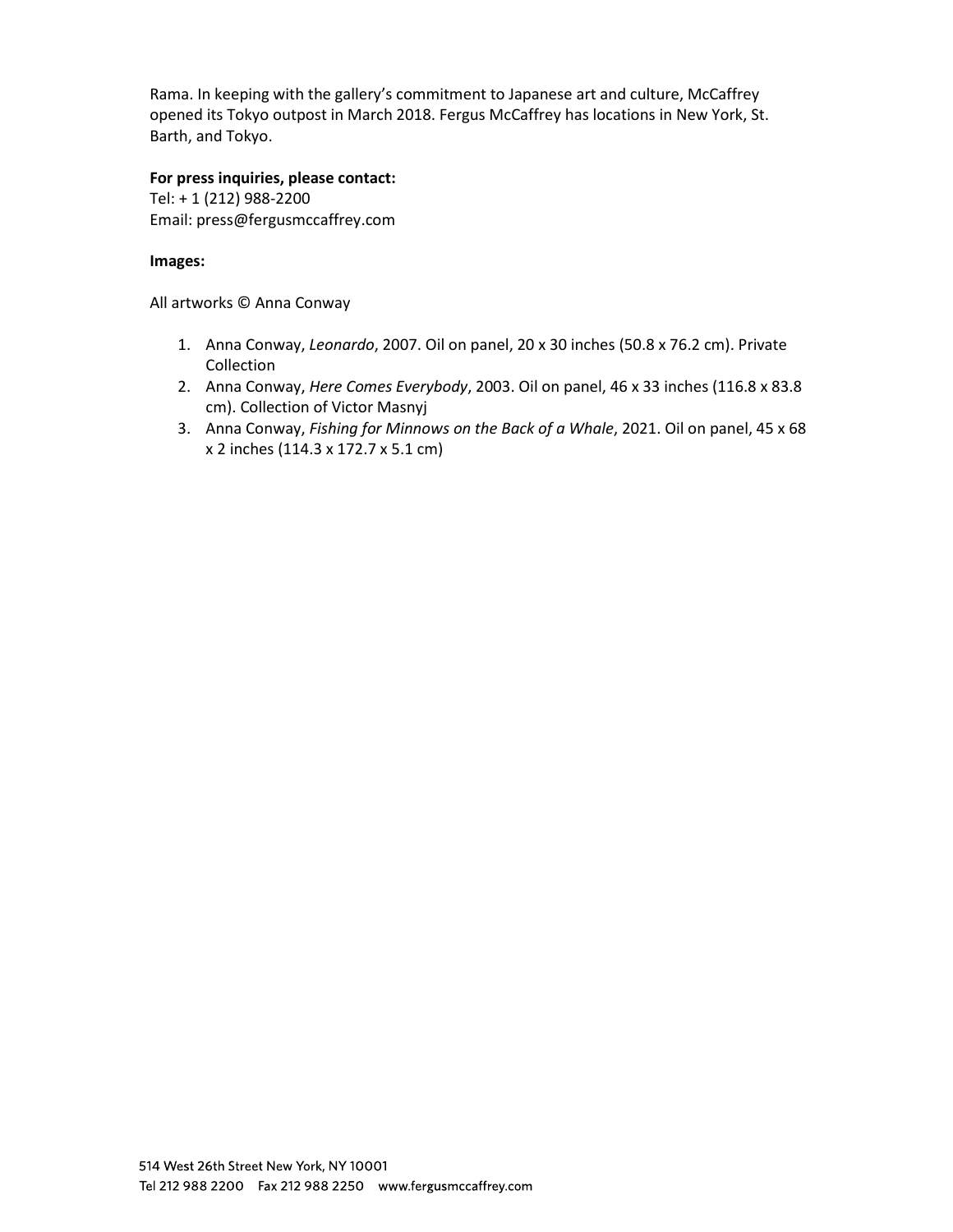Rama. In keeping with the gallery's commitment to Japanese art and culture, McCaffrey opened its Tokyo outpost in March 2018. Fergus McCaffrey has locations in New York, St. Barth, and Tokyo.

**For press inquiries, please contact:**
Tel: + 1 (212) 988-2200
Email: press@fergusmccaffrey.com

**Images:**

All artworks © Anna Conway

1. Anna Conway, *Leonardo*, 2007. Oil on panel, 20 x 30 inches (50.8 x 76.2 cm). Private Collection
2. Anna Conway, *Here Comes Everybody*, 2003. Oil on panel, 46 x 33 inches (116.8 x 83.8 cm). Collection of Victor Masnyj
3. Anna Conway, *Fishing for Minnows on the Back of a Whale*, 2021. Oil on panel, 45 x 68 x 2 inches (114.3 x 172.7 x 5.1 cm)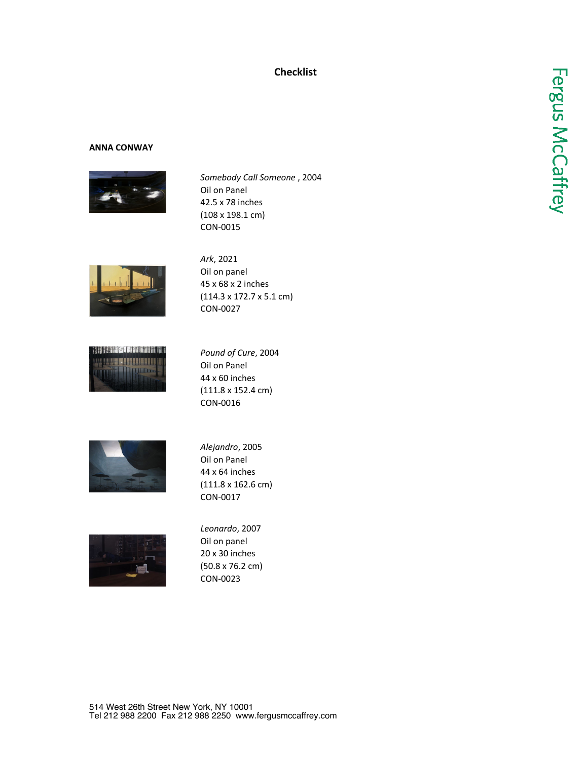# Checklist

**ANNA CONWAY**

*Somebody Call Someone* , 2004
Oil on Panel
42.5 x 78 inches
(108 x 198.1 cm)
CON-0015

*Ark*, 2021
Oil on panel
45 x 68 x 2 inches
(114.3 x 172.7 x 5.1 cm)
CON-0027

*Pound of Cure*, 2004
Oil on Panel
44 x 60 inches
(111.8 x 152.4 cm)
CON-0016

*Alejandro*, 2005
Oil on Panel
44 x 64 inches
(111.8 x 162.6 cm)
CON-0017

*Leonardo*, 2007
Oil on panel
20 x 30 inches
(50.8 x 76.2 cm)
CON-0023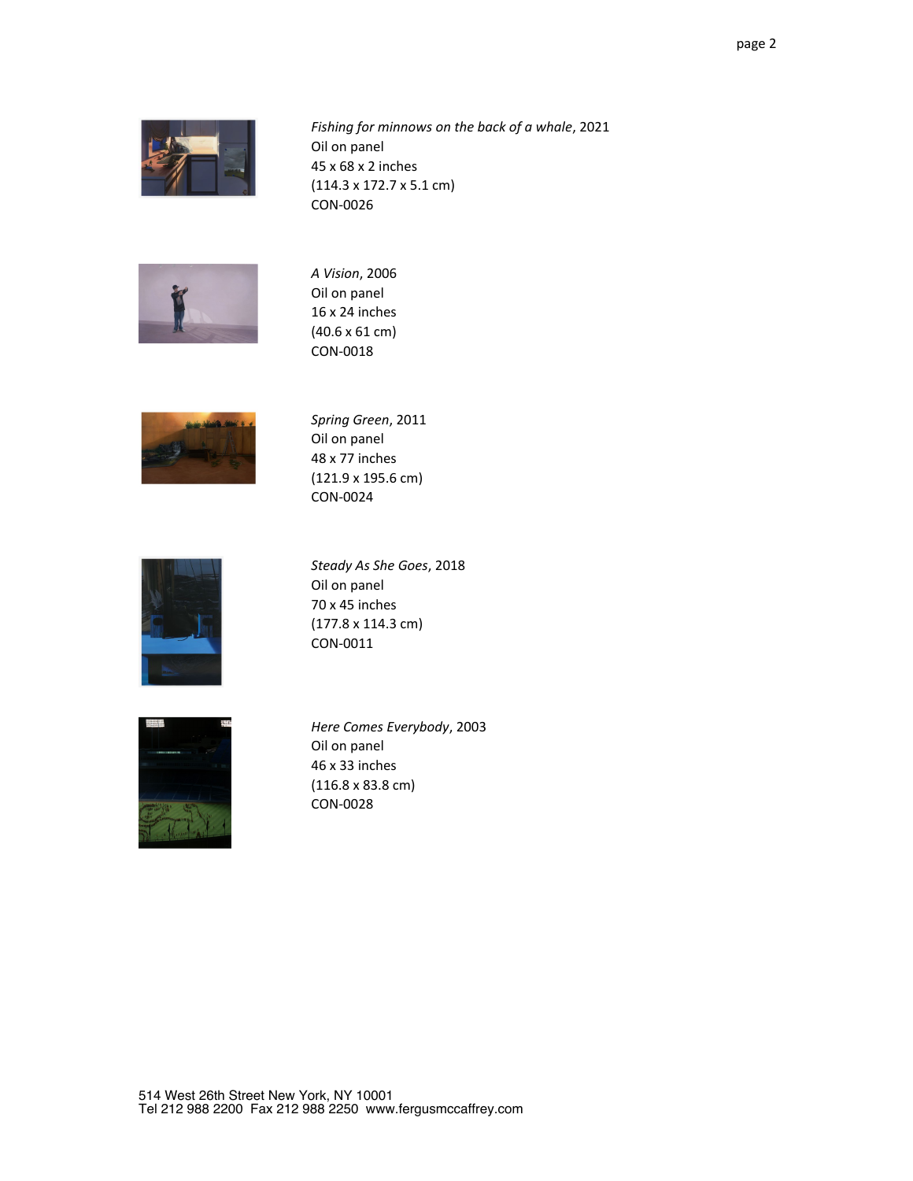*Fishing for minnows on the back of a whale*, 2021
Oil on panel
45 x 68 x 2 inches
(114.3 x 172.7 x 5.1 cm)
CON-0026

*A Vision*, 2006
Oil on panel
16 x 24 inches
(40.6 x 61 cm)
CON-0018

*Spring Green*, 2011
Oil on panel
48 x 77 inches
(121.9 x 195.6 cm)
CON-0024

*Steady As She Goes*, 2018
Oil on panel
70 x 45 inches
(177.8 x 114.3 cm)
CON-0011

*Here Comes Everybody*, 2003
Oil on panel
46 x 33 inches
(116.8 x 83.8 cm)
CON-0028

514 West 26th Street New York, NY 10001
Tel 212 988 2200 Fax 212 988 2250 www.fergusmccaffrey.com